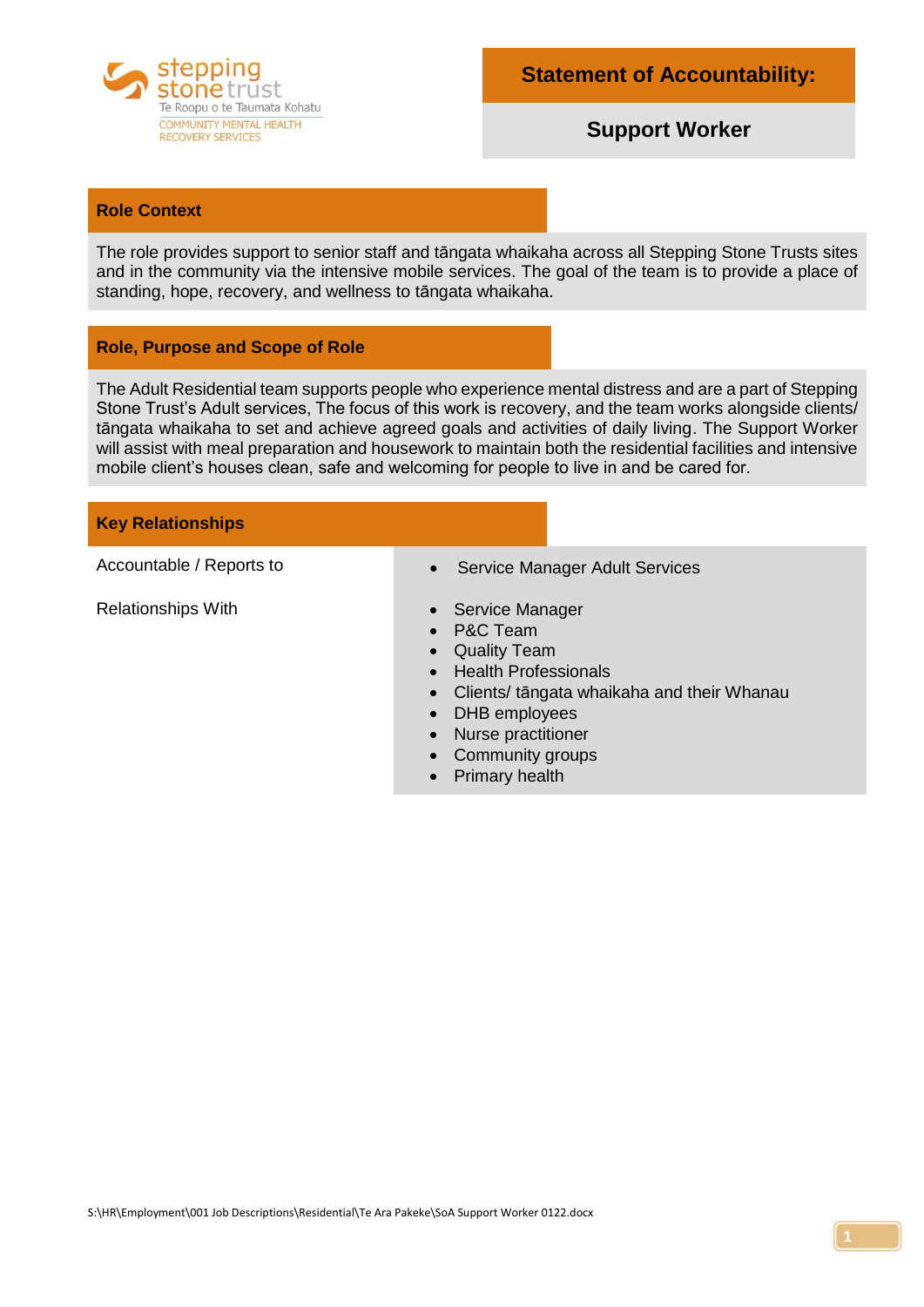stepping stone trust
Te Roopu o te Taumata Kohatu
COMMUNITY MENTAL HEALTH RECOVERY SERVICES

# Statement of Accountability:

## Support Worker

### Role Context

The role provides support to senior staff and tāngata whaikaha across all Stepping Stone Trusts sites and in the community via the intensive mobile services. The goal of the team is to provide a place of standing, hope, recovery, and wellness to tāngata whaikaha.

### Role, Purpose and Scope of Role

The Adult Residential team supports people who experience mental distress and are a part of Stepping Stone Trust's Adult services, The focus of this work is recovery, and the team works alongside clients/ tāngata whaikaha to set and achieve agreed goals and activities of daily living. The Support Worker will assist with meal preparation and housework to maintain both the residential facilities and intensive mobile client's houses clean, safe and welcoming for people to live in and be cared for.

### Key Relationships

| | |
|---|---|
| Accountable / Reports to | • Service Manager Adult Services |
| Relationships With | • Service Manager<br>• P&C Team<br>• Quality Team<br>• Health Professionals<br>• Clients/ tāngata whaikaha and their Whanau<br>• DHB employees<br>• Nurse practitioner<br>• Community groups<br>• Primary health |

S:\HR\Employment\001 Job Descriptions\Residential\Te Ara Pakeke\SoA Support Worker 0122.docx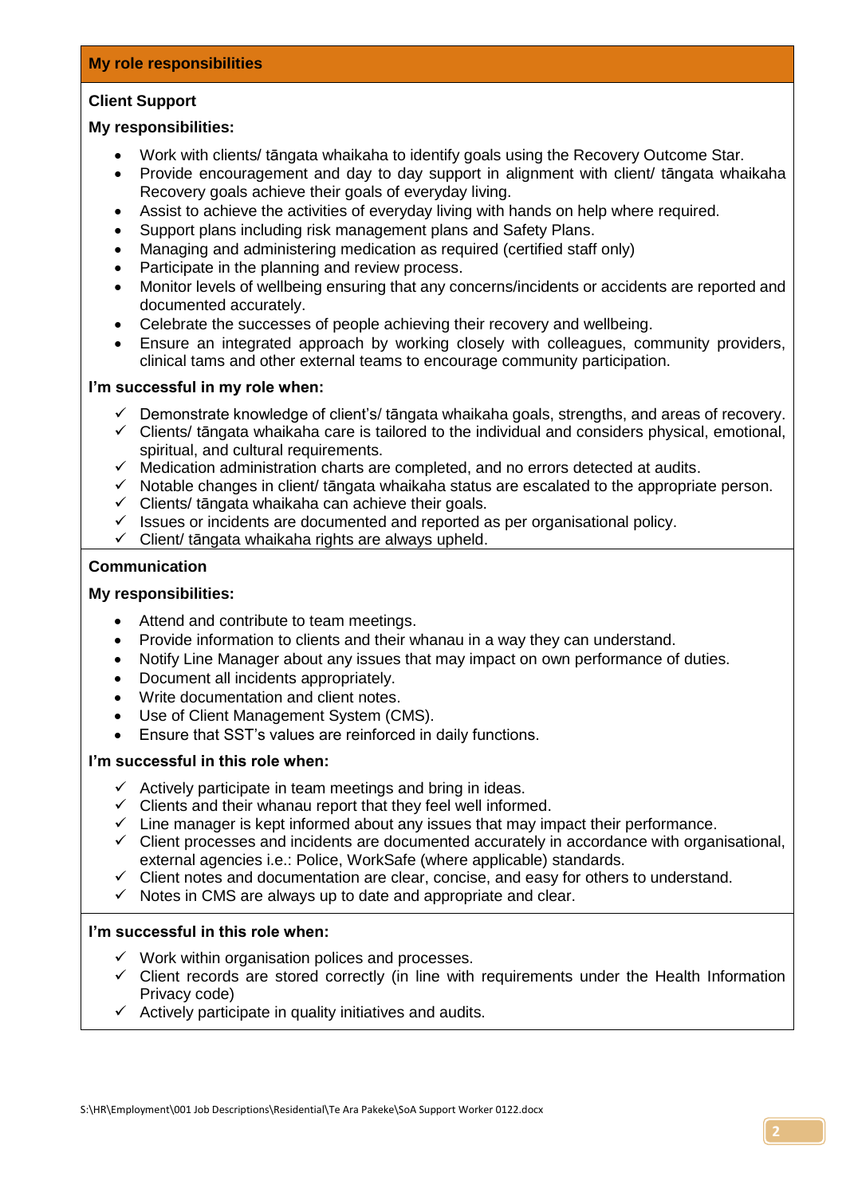## My role responsibilities

### Client Support

**My responsibilities:**

- Work with clients/ tāngata whaikaha to identify goals using the Recovery Outcome Star.
- Provide encouragement and day to day support in alignment with client/ tāngata whaikaha Recovery goals achieve their goals of everyday living.
- Assist to achieve the activities of everyday living with hands on help where required.
- Support plans including risk management plans and Safety Plans.
- Managing and administering medication as required (certified staff only)
- Participate in the planning and review process.
- Monitor levels of wellbeing ensuring that any concerns/incidents or accidents are reported and documented accurately.
- Celebrate the successes of people achieving their recovery and wellbeing.
- Ensure an integrated approach by working closely with colleagues, community providers, clinical tams and other external teams to encourage community participation.

**I'm successful in my role when:**

- ✓ Demonstrate knowledge of client's/ tāngata whaikaha goals, strengths, and areas of recovery.
- ✓ Clients/ tāngata whaikaha care is tailored to the individual and considers physical, emotional, spiritual, and cultural requirements.
- ✓ Medication administration charts are completed, and no errors detected at audits.
- ✓ Notable changes in client/ tāngata whaikaha status are escalated to the appropriate person.
- ✓ Clients/ tāngata whaikaha can achieve their goals.
- ✓ Issues or incidents are documented and reported as per organisational policy.
- ✓ Client/ tāngata whaikaha rights are always upheld.

### Communication

**My responsibilities:**

- Attend and contribute to team meetings.
- Provide information to clients and their whanau in a way they can understand.
- Notify Line Manager about any issues that may impact on own performance of duties.
- Document all incidents appropriately.
- Write documentation and client notes.
- Use of Client Management System (CMS).
- Ensure that SST's values are reinforced in daily functions.

**I'm successful in this role when:**

- ✓ Actively participate in team meetings and bring in ideas.
- ✓ Clients and their whanau report that they feel well informed.
- ✓ Line manager is kept informed about any issues that may impact their performance.
- ✓ Client processes and incidents are documented accurately in accordance with organisational, external agencies i.e.: Police, WorkSafe (where applicable) standards.
- ✓ Client notes and documentation are clear, concise, and easy for others to understand.
- ✓ Notes in CMS are always up to date and appropriate and clear.

**I'm successful in this role when:**

- ✓ Work within organisation polices and processes.
- ✓ Client records are stored correctly (in line with requirements under the Health Information Privacy code)
- ✓ Actively participate in quality initiatives and audits.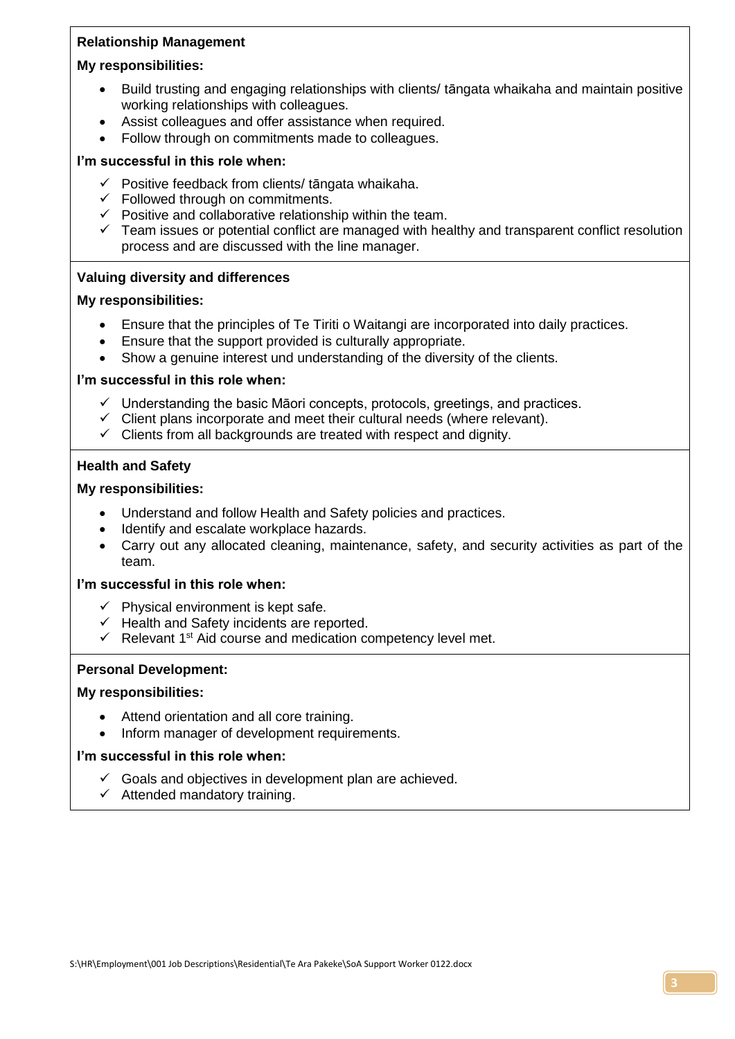**Relationship Management**

**My responsibilities:**

- Build trusting and engaging relationships with clients/ tāngata whaikaha and maintain positive working relationships with colleagues.
- Assist colleagues and offer assistance when required.
- Follow through on commitments made to colleagues.

**I'm successful in this role when:**

- ✓ Positive feedback from clients/ tāngata whaikaha.
- ✓ Followed through on commitments.
- ✓ Positive and collaborative relationship within the team.
- ✓ Team issues or potential conflict are managed with healthy and transparent conflict resolution process and are discussed with the line manager.

**Valuing diversity and differences**

**My responsibilities:**

- Ensure that the principles of Te Tiriti o Waitangi are incorporated into daily practices.
- Ensure that the support provided is culturally appropriate.
- Show a genuine interest und understanding of the diversity of the clients.

**I'm successful in this role when:**

- ✓ Understanding the basic Māori concepts, protocols, greetings, and practices.
- ✓ Client plans incorporate and meet their cultural needs (where relevant).
- ✓ Clients from all backgrounds are treated with respect and dignity.

**Health and Safety**

**My responsibilities:**

- Understand and follow Health and Safety policies and practices.
- Identify and escalate workplace hazards.
- Carry out any allocated cleaning, maintenance, safety, and security activities as part of the team.

**I'm successful in this role when:**

- ✓ Physical environment is kept safe.
- ✓ Health and Safety incidents are reported.
- ✓ Relevant 1st Aid course and medication competency level met.

**Personal Development:**

**My responsibilities:**

- Attend orientation and all core training.
- Inform manager of development requirements.

**I'm successful in this role when:**

- ✓ Goals and objectives in development plan are achieved.
- ✓ Attended mandatory training.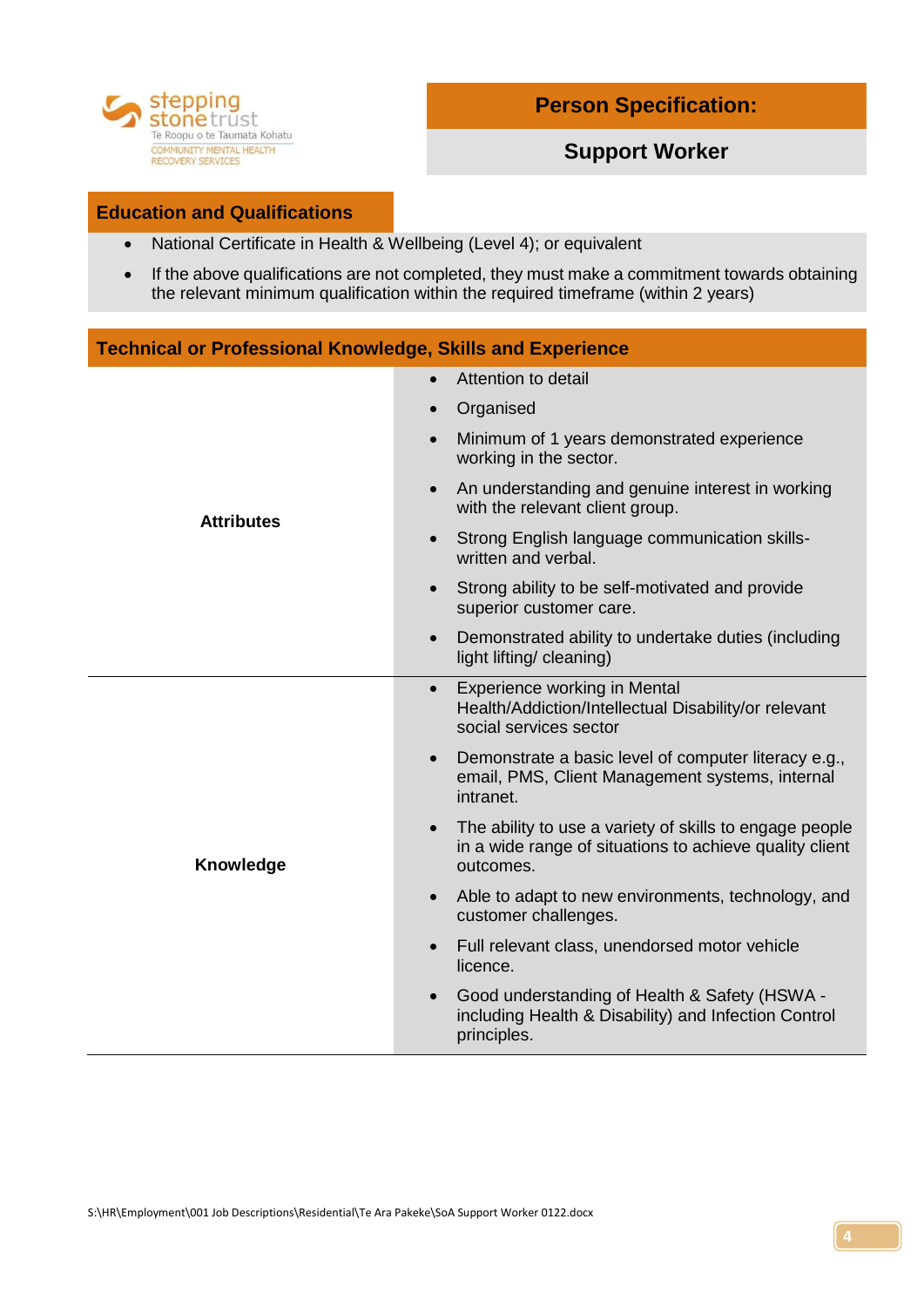stepping stone trust
Te Roopu o te Taumata Kohatu
COMMUNITY MENTAL HEALTH RECOVERY SERVICES

# Person Specification:

## Support Worker

### Education and Qualifications

- National Certificate in Health & Wellbeing (Level 4); or equivalent
- If the above qualifications are not completed, they must make a commitment towards obtaining the relevant minimum qualification within the required timeframe (within 2 years)

### Technical or Professional Knowledge, Skills and Experience

| | |
|---|---|
| **Attributes** | • Attention to detail<br>• Organised<br>• Minimum of 1 years demonstrated experience working in the sector.<br>• An understanding and genuine interest in working with the relevant client group.<br>• Strong English language communication skills- written and verbal.<br>• Strong ability to be self-motivated and provide superior customer care.<br>• Demonstrated ability to undertake duties (including light lifting/ cleaning) |
| **Knowledge** | • Experience working in Mental Health/Addiction/Intellectual Disability/or relevant social services sector<br>• Demonstrate a basic level of computer literacy e.g., email, PMS, Client Management systems, internal intranet.<br>• The ability to use a variety of skills to engage people in a wide range of situations to achieve quality client outcomes.<br>• Able to adapt to new environments, technology, and customer challenges.<br>• Full relevant class, unendorsed motor vehicle licence.<br>• Good understanding of Health & Safety (HSWA - including Health & Disability) and Infection Control principles. |

S:\HR\Employment\001 Job Descriptions\Residential\Te Ara Pakeke\SoA Support Worker 0122.docx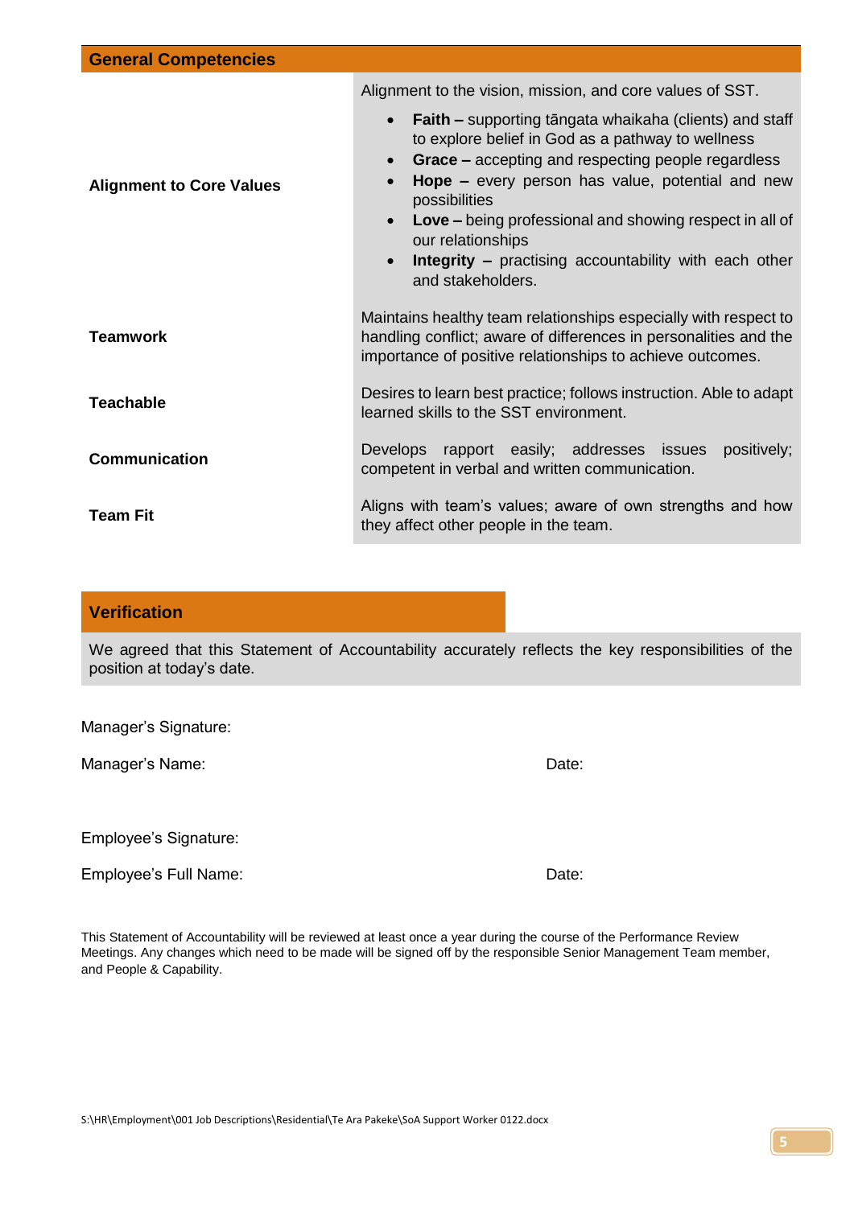| General Competencies | |
|---|---|
| **Alignment to Core Values** | Alignment to the vision, mission, and core values of SST.<br>• **Faith –** supporting tāngata whaikaha (clients) and staff to explore belief in God as a pathway to wellness<br>• **Grace –** accepting and respecting people regardless<br>• **Hope –** every person has value, potential and new possibilities<br>• **Love –** being professional and showing respect in all of our relationships<br>• **Integrity –** practising accountability with each other and stakeholders. |
| **Teamwork** | Maintains healthy team relationships especially with respect to handling conflict; aware of differences in personalities and the importance of positive relationships to achieve outcomes. |
| **Teachable** | Desires to learn best practice; follows instruction. Able to adapt learned skills to the SST environment. |
| **Communication** | Develops rapport easily; addresses issues positively; competent in verbal and written communication. |
| **Team Fit** | Aligns with team's values; aware of own strengths and how they affect other people in the team. |

## Verification

We agreed that this Statement of Accountability accurately reflects the key responsibilities of the position at today's date.

Manager's Signature:

Manager's Name: Date:

Employee's Signature:

Employee's Full Name: Date:

This Statement of Accountability will be reviewed at least once a year during the course of the Performance Review Meetings. Any changes which need to be made will be signed off by the responsible Senior Management Team member, and People & Capability.

S:\HR\Employment\001 Job Descriptions\Residential\Te Ara Pakeke\SoA Support Worker 0122.docx